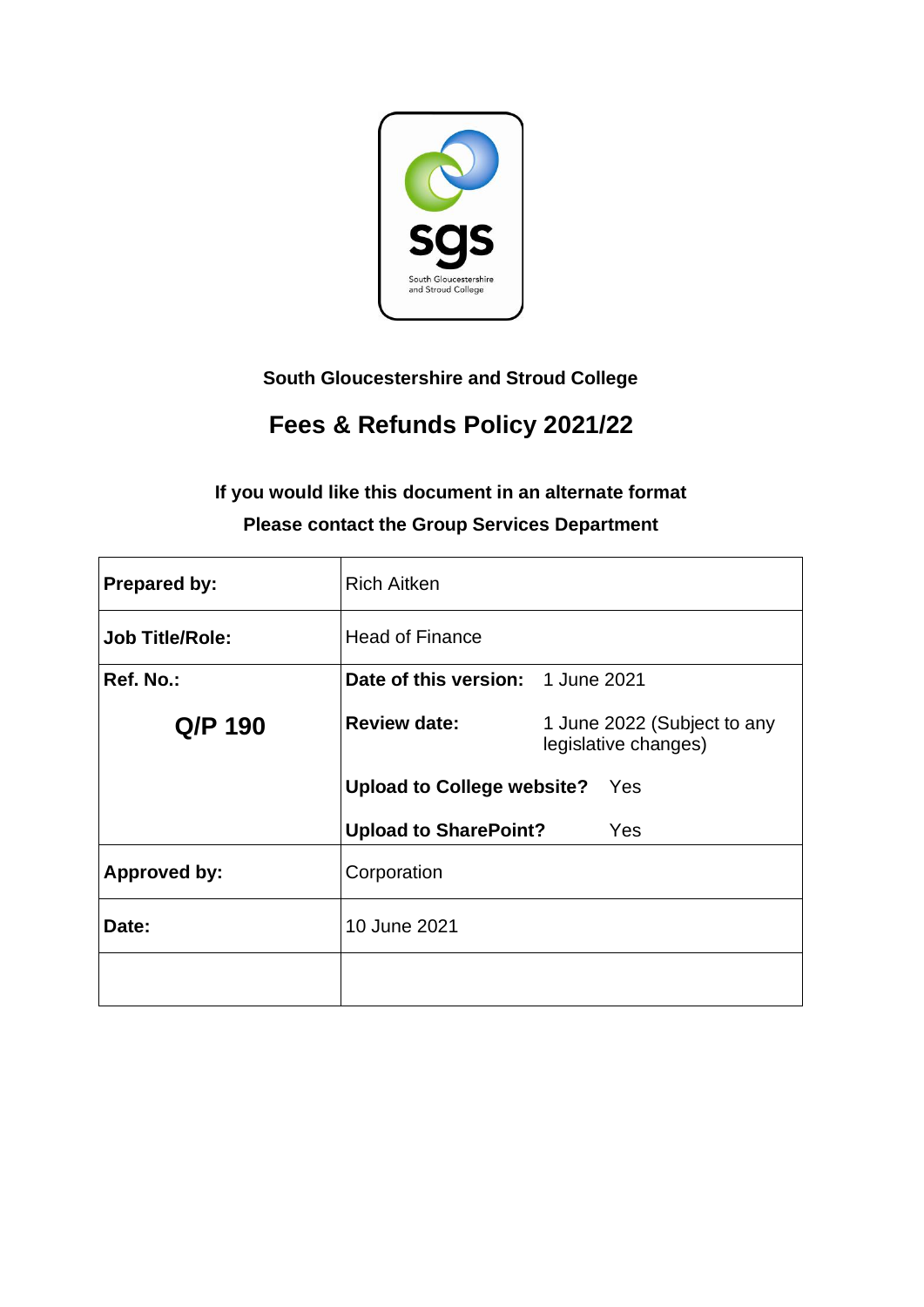South Gloucestershire and Stroud College

# Fees & Refunds Policy 2021/22

**If you would like this document in an alternate format**

**Please contact the Group Services Department**

| **Prepared by:** | Rich Aitken | |
|---|---|---|
| **Job Title/Role:** | Head of Finance | |
| **Ref. No.:** | **Date of this version:** | 1 June 2021 |
| **Q/P 190** | **Review date:** | 1 June 2022 (Subject to any legislative changes) |
| | **Upload to College website?** | Yes |
| | **Upload to SharePoint?** | Yes |
| **Approved by:** | Corporation | |
| **Date:** | 10 June 2021 | |
| | | |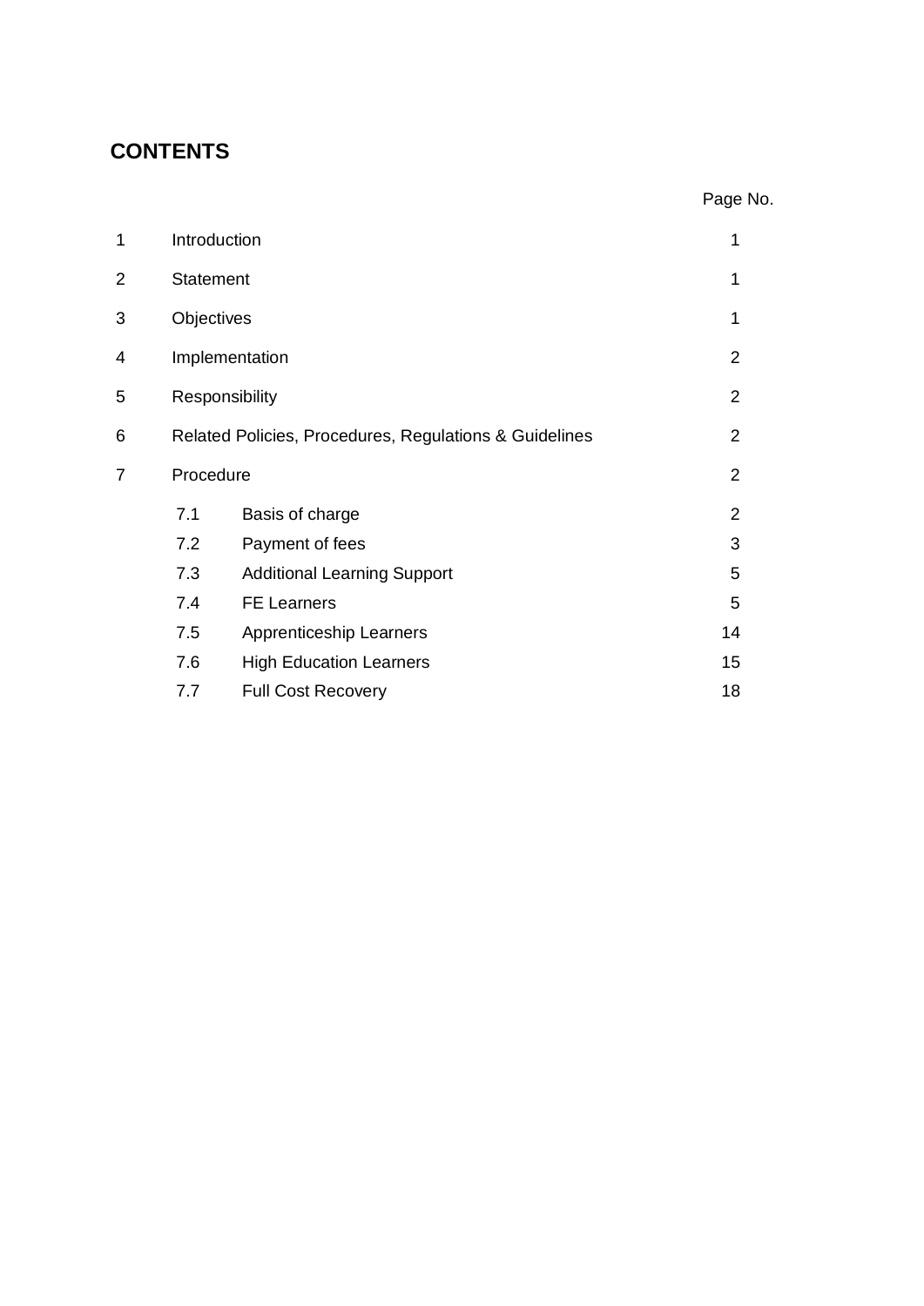# CONTENTS

| | | | Page No. |
|---|---|---|---|
| 1 | Introduction | | 1 |
| 2 | Statement | | 1 |
| 3 | Objectives | | 1 |
| 4 | Implementation | | 2 |
| 5 | Responsibility | | 2 |
| 6 | Related Policies, Procedures, Regulations & Guidelines | | 2 |
| 7 | Procedure | | 2 |
| | 7.1 | Basis of charge | 2 |
| | 7.2 | Payment of fees | 3 |
| | 7.3 | Additional Learning Support | 5 |
| | 7.4 | FE Learners | 5 |
| | 7.5 | Apprenticeship Learners | 14 |
| | 7.6 | High Education Learners | 15 |
| | 7.7 | Full Cost Recovery | 18 |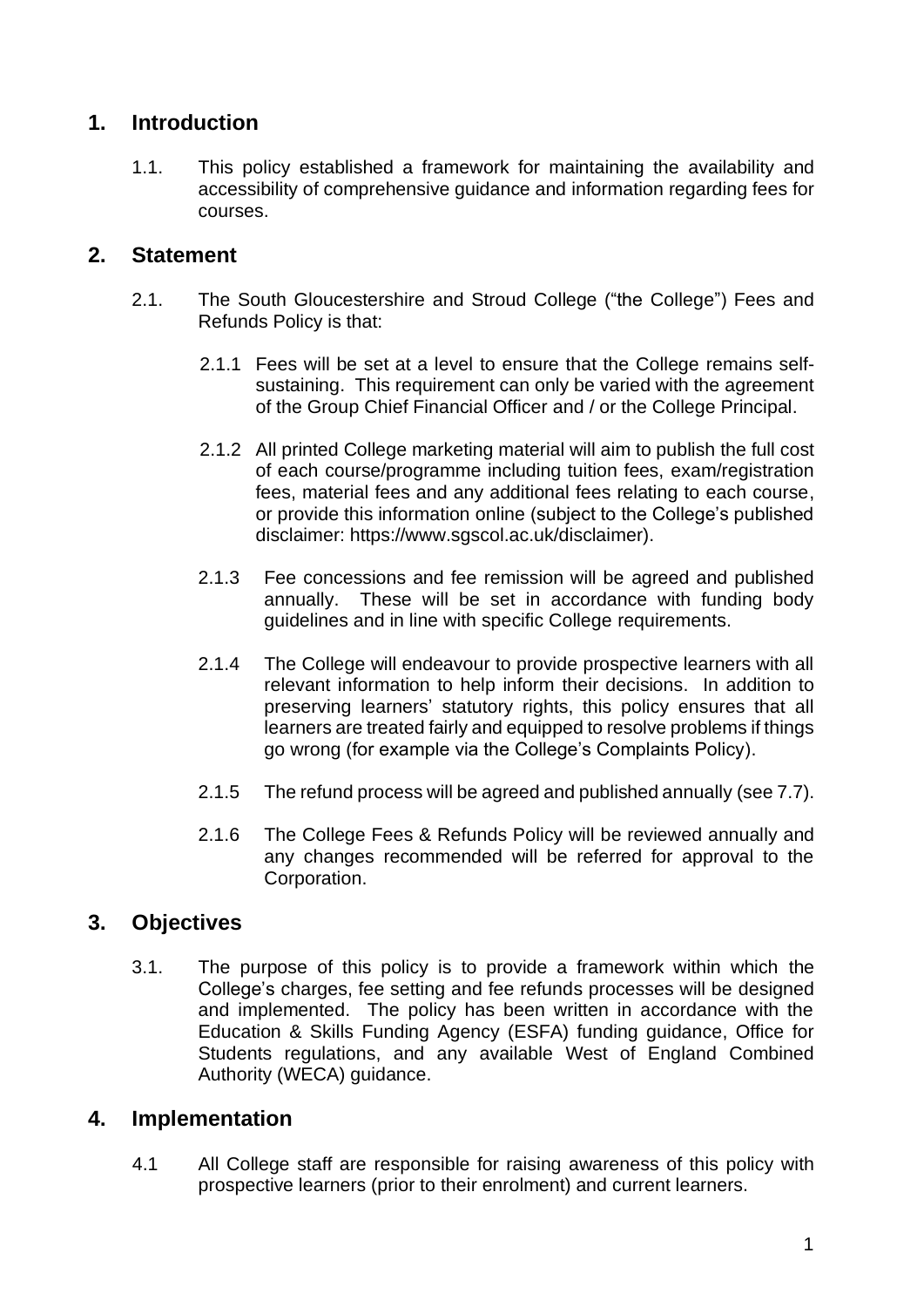## 1. Introduction

1.1. This policy established a framework for maintaining the availability and accessibility of comprehensive guidance and information regarding fees for courses.

## 2. Statement

2.1. The South Gloucestershire and Stroud College ("the College") Fees and Refunds Policy is that:

2.1.1 Fees will be set at a level to ensure that the College remains self-sustaining. This requirement can only be varied with the agreement of the Group Chief Financial Officer and / or the College Principal.

2.1.2 All printed College marketing material will aim to publish the full cost of each course/programme including tuition fees, exam/registration fees, material fees and any additional fees relating to each course, or provide this information online (subject to the College's published disclaimer: https://www.sgscol.ac.uk/disclaimer).

2.1.3 Fee concessions and fee remission will be agreed and published annually. These will be set in accordance with funding body guidelines and in line with specific College requirements.

2.1.4 The College will endeavour to provide prospective learners with all relevant information to help inform their decisions. In addition to preserving learners' statutory rights, this policy ensures that all learners are treated fairly and equipped to resolve problems if things go wrong (for example via the College's Complaints Policy).

2.1.5 The refund process will be agreed and published annually (see 7.7).

2.1.6 The College Fees & Refunds Policy will be reviewed annually and any changes recommended will be referred for approval to the Corporation.

## 3. Objectives

3.1. The purpose of this policy is to provide a framework within which the College's charges, fee setting and fee refunds processes will be designed and implemented. The policy has been written in accordance with the Education & Skills Funding Agency (ESFA) funding guidance, Office for Students regulations, and any available West of England Combined Authority (WECA) guidance.

## 4. Implementation

4.1 All College staff are responsible for raising awareness of this policy with prospective learners (prior to their enrolment) and current learners.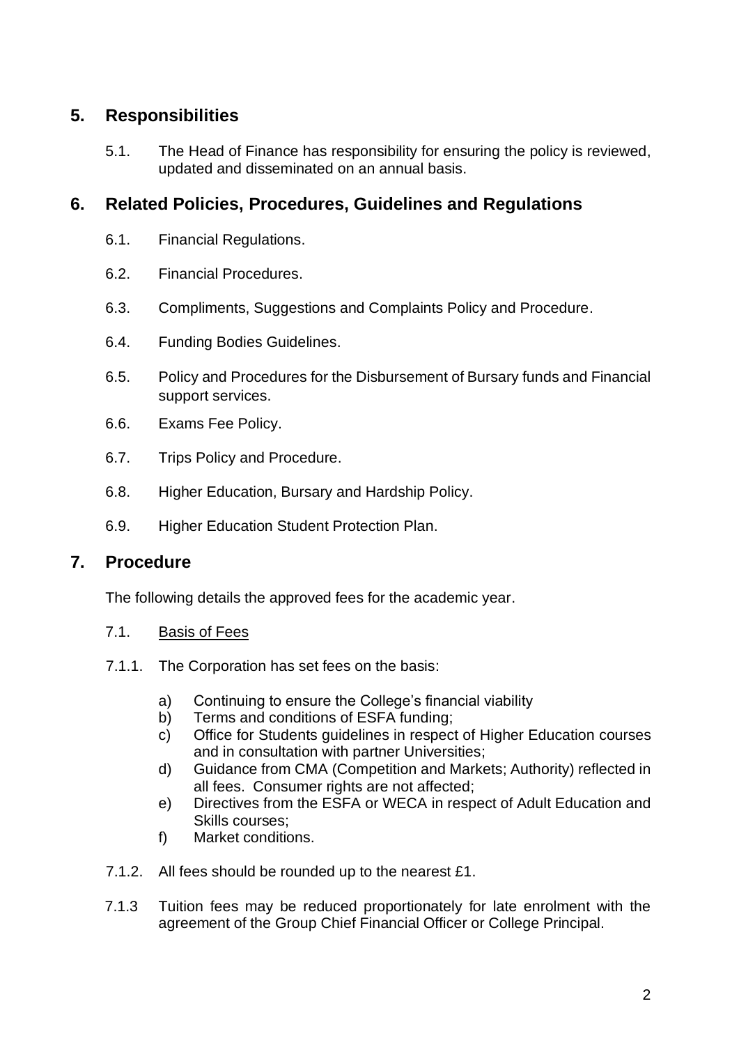## 5. Responsibilities

5.1. The Head of Finance has responsibility for ensuring the policy is reviewed, updated and disseminated on an annual basis.

## 6. Related Policies, Procedures, Guidelines and Regulations

6.1. Financial Regulations.

6.2. Financial Procedures.

6.3. Compliments, Suggestions and Complaints Policy and Procedure.

6.4. Funding Bodies Guidelines.

6.5. Policy and Procedures for the Disbursement of Bursary funds and Financial support services.

6.6. Exams Fee Policy.

6.7. Trips Policy and Procedure.

6.8. Higher Education, Bursary and Hardship Policy.

6.9. Higher Education Student Protection Plan.

## 7. Procedure

The following details the approved fees for the academic year.

7.1. Basis of Fees

7.1.1. The Corporation has set fees on the basis:

a) Continuing to ensure the College's financial viability
b) Terms and conditions of ESFA funding;
c) Office for Students guidelines in respect of Higher Education courses and in consultation with partner Universities;
d) Guidance from CMA (Competition and Markets; Authority) reflected in all fees. Consumer rights are not affected;
e) Directives from the ESFA or WECA in respect of Adult Education and Skills courses;
f) Market conditions.

7.1.2. All fees should be rounded up to the nearest £1.

7.1.3 Tuition fees may be reduced proportionately for late enrolment with the agreement of the Group Chief Financial Officer or College Principal.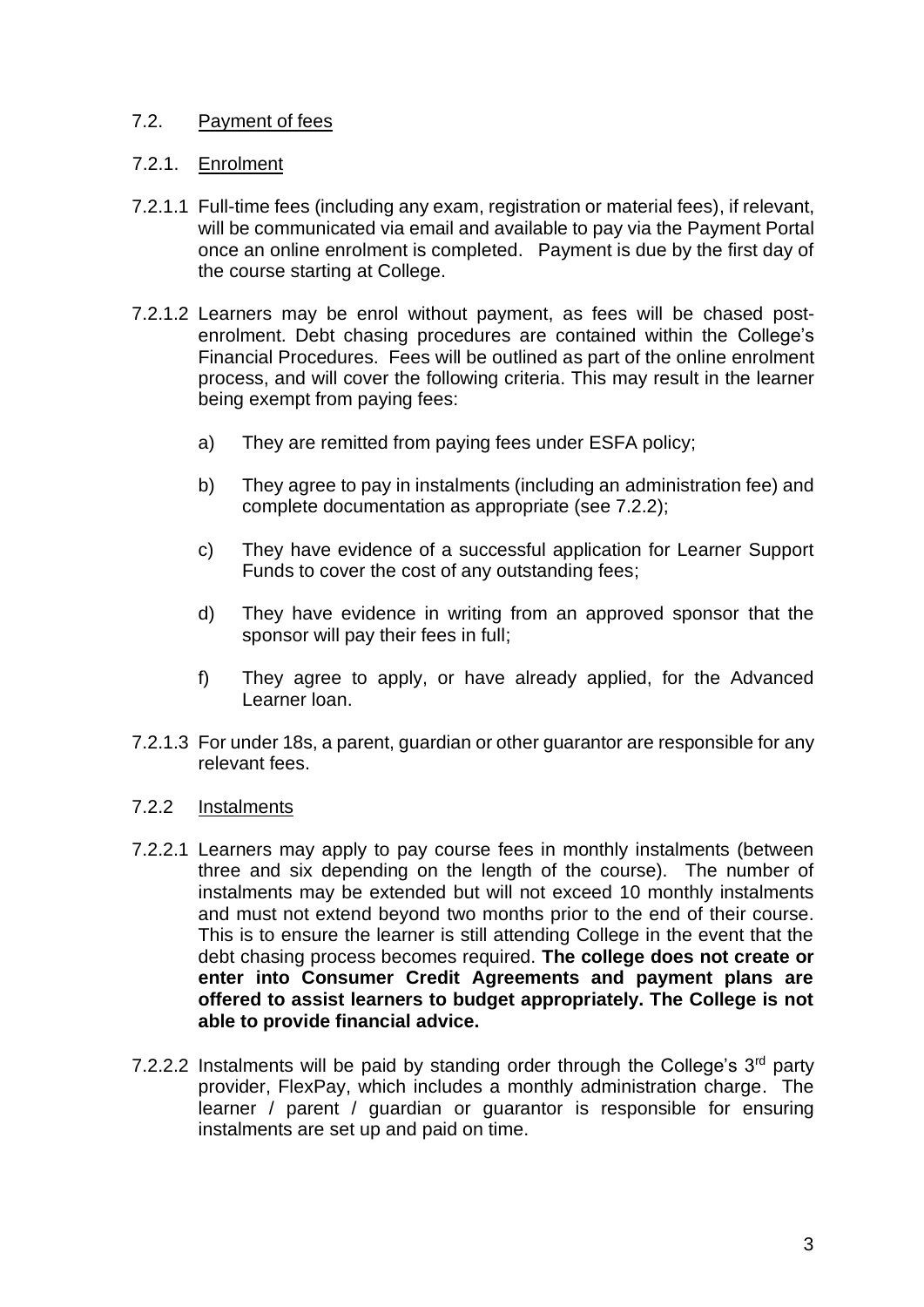## 7.2. <u>Payment of fees</u>

### 7.2.1. <u>Enrolment</u>

7.2.1.1 Full-time fees (including any exam, registration or material fees), if relevant, will be communicated via email and available to pay via the Payment Portal once an online enrolment is completed. Payment is due by the first day of the course starting at College.

7.2.1.2 Learners may be enrol without payment, as fees will be chased post-enrolment. Debt chasing procedures are contained within the College's Financial Procedures. Fees will be outlined as part of the online enrolment process, and will cover the following criteria. This may result in the learner being exempt from paying fees:

a) They are remitted from paying fees under ESFA policy;

b) They agree to pay in instalments (including an administration fee) and complete documentation as appropriate (see 7.2.2);

c) They have evidence of a successful application for Learner Support Funds to cover the cost of any outstanding fees;

d) They have evidence in writing from an approved sponsor that the sponsor will pay their fees in full;

f) They agree to apply, or have already applied, for the Advanced Learner loan.

7.2.1.3 For under 18s, a parent, guardian or other guarantor are responsible for any relevant fees.

### 7.2.2 <u>Instalments</u>

7.2.2.1 Learners may apply to pay course fees in monthly instalments (between three and six depending on the length of the course). The number of instalments may be extended but will not exceed 10 monthly instalments and must not extend beyond two months prior to the end of their course. This is to ensure the learner is still attending College in the event that the debt chasing process becomes required. **The college does not create or enter into Consumer Credit Agreements and payment plans are offered to assist learners to budget appropriately. The College is not able to provide financial advice.**

7.2.2.2 Instalments will be paid by standing order through the College's 3rd party provider, FlexPay, which includes a monthly administration charge. The learner / parent / guardian or guarantor is responsible for ensuring instalments are set up and paid on time.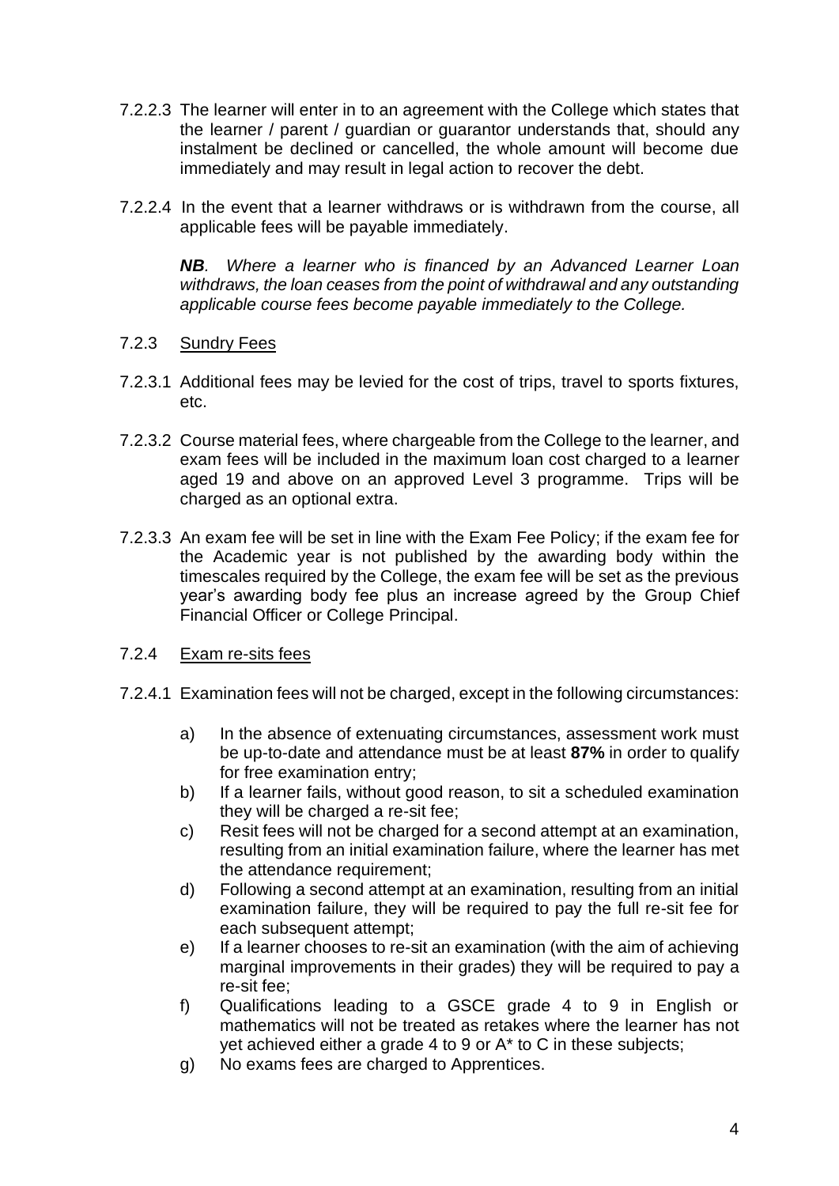7.2.2.3 The learner will enter in to an agreement with the College which states that the learner / parent / guardian or guarantor understands that, should any instalment be declined or cancelled, the whole amount will become due immediately and may result in legal action to recover the debt.

7.2.2.4 In the event that a learner withdraws or is withdrawn from the course, all applicable fees will be payable immediately.

***NB**. Where a learner who is financed by an Advanced Learner Loan withdraws, the loan ceases from the point of withdrawal and any outstanding applicable course fees become payable immediately to the College.*

7.2.3 <u>Sundry Fees</u>

7.2.3.1 Additional fees may be levied for the cost of trips, travel to sports fixtures, etc.

7.2.3.2 Course material fees, where chargeable from the College to the learner, and exam fees will be included in the maximum loan cost charged to a learner aged 19 and above on an approved Level 3 programme. Trips will be charged as an optional extra.

7.2.3.3 An exam fee will be set in line with the Exam Fee Policy; if the exam fee for the Academic year is not published by the awarding body within the timescales required by the College, the exam fee will be set as the previous year's awarding body fee plus an increase agreed by the Group Chief Financial Officer or College Principal.

7.2.4 <u>Exam re-sits fees</u>

7.2.4.1 Examination fees will not be charged, except in the following circumstances:

a) In the absence of extenuating circumstances, assessment work must be up-to-date and attendance must be at least **87%** in order to qualify for free examination entry;
b) If a learner fails, without good reason, to sit a scheduled examination they will be charged a re-sit fee;
c) Resit fees will not be charged for a second attempt at an examination, resulting from an initial examination failure, where the learner has met the attendance requirement;
d) Following a second attempt at an examination, resulting from an initial examination failure, they will be required to pay the full re-sit fee for each subsequent attempt;
e) If a learner chooses to re-sit an examination (with the aim of achieving marginal improvements in their grades) they will be required to pay a re-sit fee;
f) Qualifications leading to a GSCE grade 4 to 9 in English or mathematics will not be treated as retakes where the learner has not yet achieved either a grade 4 to 9 or A* to C in these subjects;
g) No exams fees are charged to Apprentices.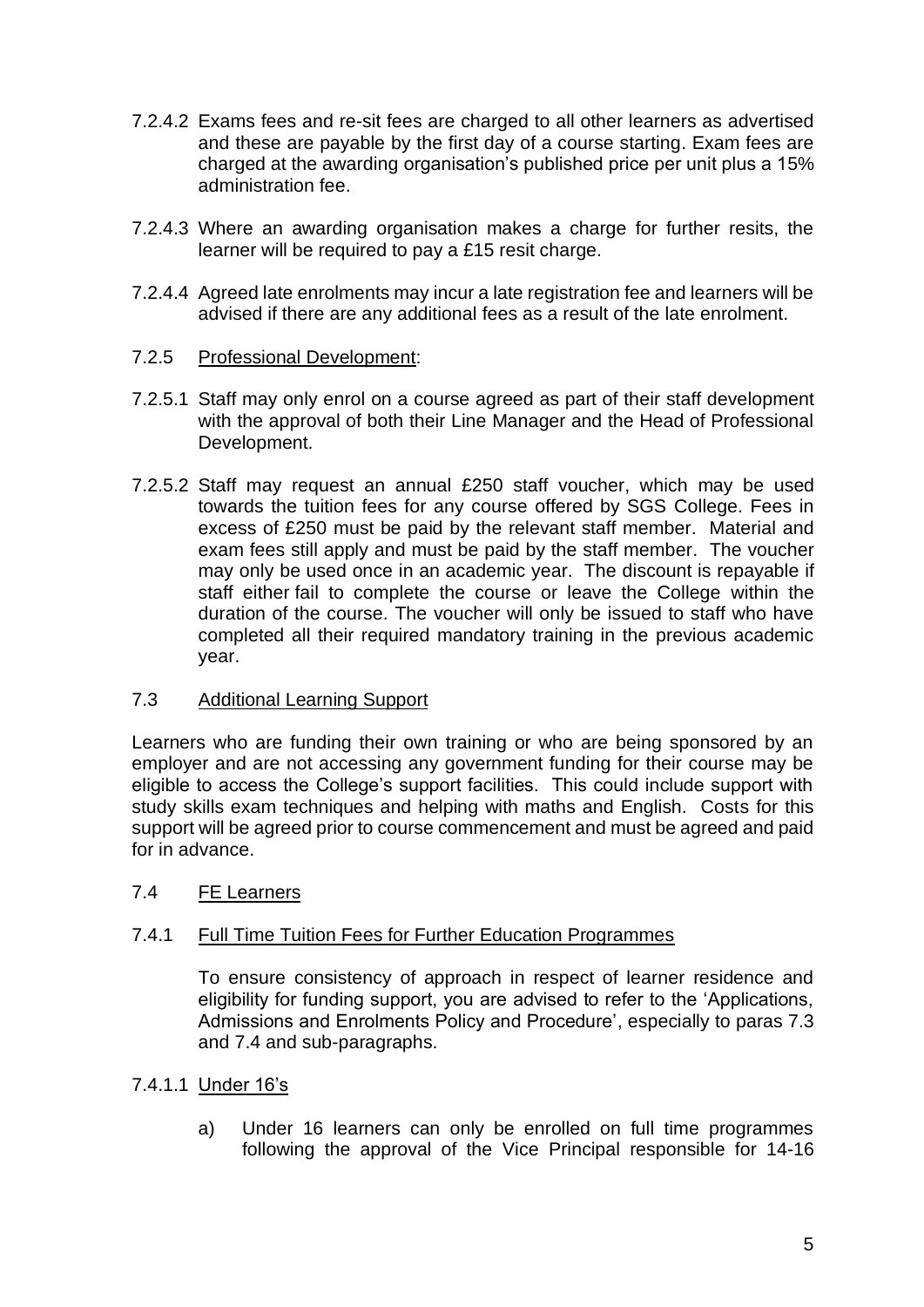7.2.4.2 Exams fees and re-sit fees are charged to all other learners as advertised and these are payable by the first day of a course starting. Exam fees are charged at the awarding organisation's published price per unit plus a 15% administration fee.

7.2.4.3 Where an awarding organisation makes a charge for further resits, the learner will be required to pay a £15 resit charge.

7.2.4.4 Agreed late enrolments may incur a late registration fee and learners will be advised if there are any additional fees as a result of the late enrolment.

7.2.5 Professional Development:

7.2.5.1 Staff may only enrol on a course agreed as part of their staff development with the approval of both their Line Manager and the Head of Professional Development.

7.2.5.2 Staff may request an annual £250 staff voucher, which may be used towards the tuition fees for any course offered by SGS College. Fees in excess of £250 must be paid by the relevant staff member. Material and exam fees still apply and must be paid by the staff member. The voucher may only be used once in an academic year. The discount is repayable if staff either fail to complete the course or leave the College within the duration of the course. The voucher will only be issued to staff who have completed all their required mandatory training in the previous academic year.

## 7.3 Additional Learning Support

Learners who are funding their own training or who are being sponsored by an employer and are not accessing any government funding for their course may be eligible to access the College's support facilities. This could include support with study skills exam techniques and helping with maths and English. Costs for this support will be agreed prior to course commencement and must be agreed and paid for in advance.

## 7.4 FE Learners

### 7.4.1 Full Time Tuition Fees for Further Education Programmes

To ensure consistency of approach in respect of learner residence and eligibility for funding support, you are advised to refer to the 'Applications, Admissions and Enrolments Policy and Procedure', especially to paras 7.3 and 7.4 and sub-paragraphs.

#### 7.4.1.1 Under 16's

a) Under 16 learners can only be enrolled on full time programmes following the approval of the Vice Principal responsible for 14-16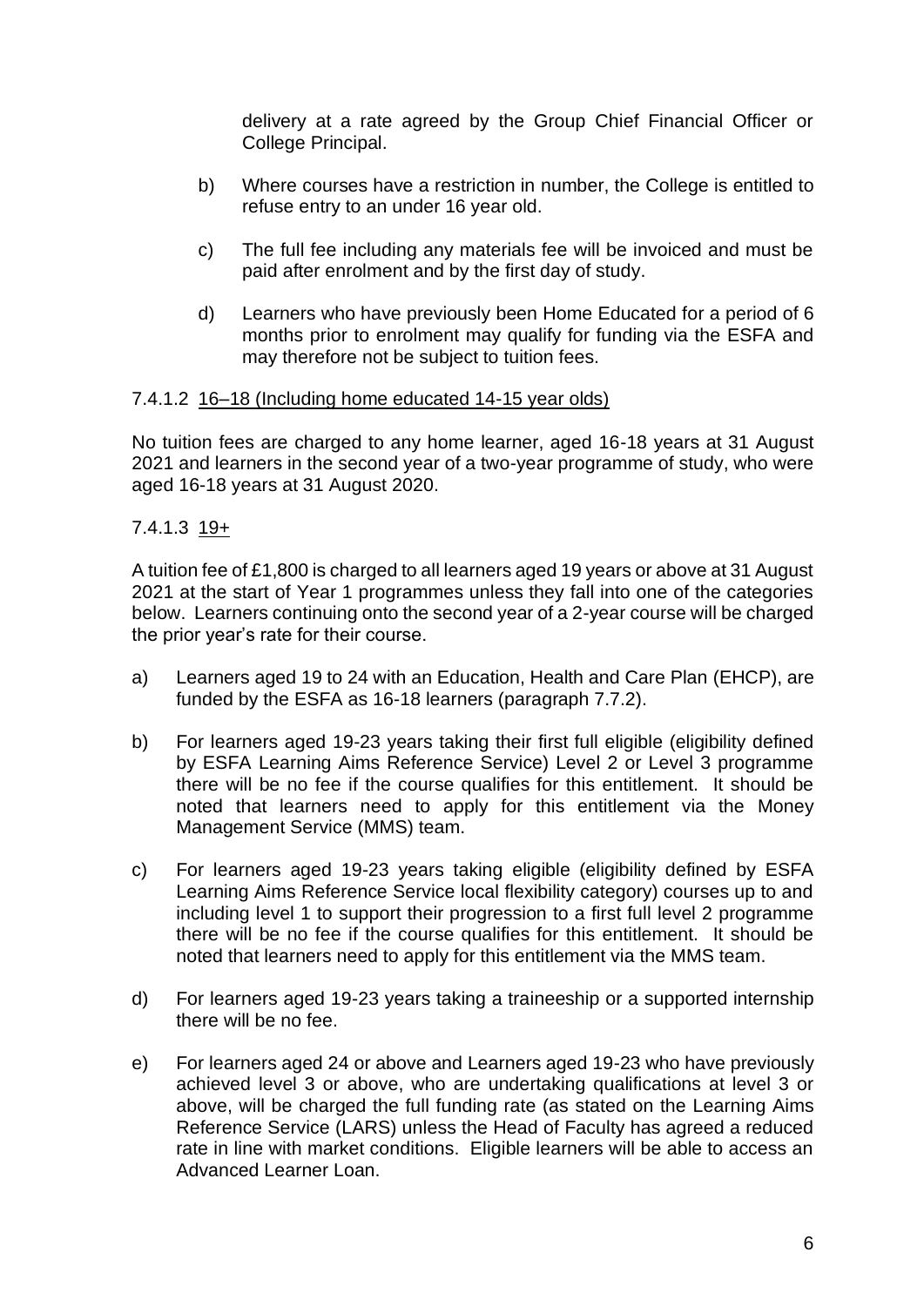delivery at a rate agreed by the Group Chief Financial Officer or College Principal.

b) Where courses have a restriction in number, the College is entitled to refuse entry to an under 16 year old.

c) The full fee including any materials fee will be invoiced and must be paid after enrolment and by the first day of study.

d) Learners who have previously been Home Educated for a period of 6 months prior to enrolment may qualify for funding via the ESFA and may therefore not be subject to tuition fees.

7.4.1.2 16–18 (Including home educated 14-15 year olds)

No tuition fees are charged to any home learner, aged 16-18 years at 31 August 2021 and learners in the second year of a two-year programme of study, who were aged 16-18 years at 31 August 2020.

7.4.1.3 19+

A tuition fee of £1,800 is charged to all learners aged 19 years or above at 31 August 2021 at the start of Year 1 programmes unless they fall into one of the categories below. Learners continuing onto the second year of a 2-year course will be charged the prior year's rate for their course.

a) Learners aged 19 to 24 with an Education, Health and Care Plan (EHCP), are funded by the ESFA as 16-18 learners (paragraph 7.7.2).

b) For learners aged 19-23 years taking their first full eligible (eligibility defined by ESFA Learning Aims Reference Service) Level 2 or Level 3 programme there will be no fee if the course qualifies for this entitlement. It should be noted that learners need to apply for this entitlement via the Money Management Service (MMS) team.

c) For learners aged 19-23 years taking eligible (eligibility defined by ESFA Learning Aims Reference Service local flexibility category) courses up to and including level 1 to support their progression to a first full level 2 programme there will be no fee if the course qualifies for this entitlement. It should be noted that learners need to apply for this entitlement via the MMS team.

d) For learners aged 19-23 years taking a traineeship or a supported internship there will be no fee.

e) For learners aged 24 or above and Learners aged 19-23 who have previously achieved level 3 or above, who are undertaking qualifications at level 3 or above, will be charged the full funding rate (as stated on the Learning Aims Reference Service (LARS) unless the Head of Faculty has agreed a reduced rate in line with market conditions. Eligible learners will be able to access an Advanced Learner Loan.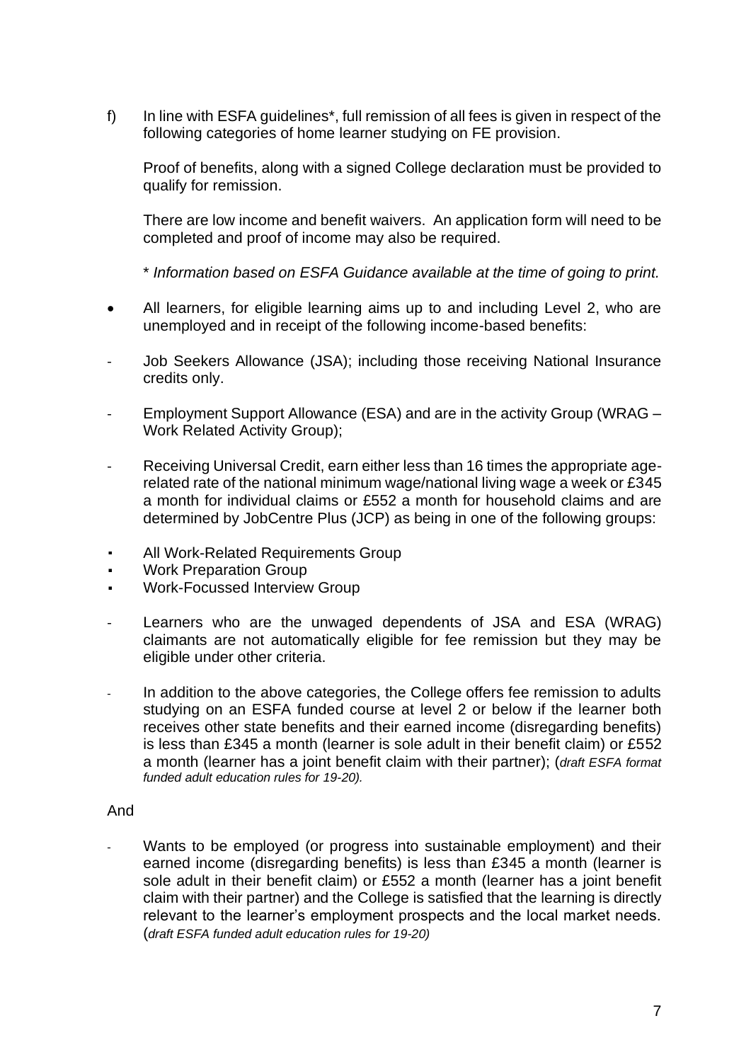f) In line with ESFA guidelines*, full remission of all fees is given in respect of the following categories of home learner studying on FE provision.

Proof of benefits, along with a signed College declaration must be provided to qualify for remission.

There are low income and benefit waivers. An application form will need to be completed and proof of income may also be required.

*\* Information based on ESFA Guidance available at the time of going to print.*

- All learners, for eligible learning aims up to and including Level 2, who are unemployed and in receipt of the following income-based benefits:

- Job Seekers Allowance (JSA); including those receiving National Insurance credits only.

- Employment Support Allowance (ESA) and are in the activity Group (WRAG – Work Related Activity Group);

- Receiving Universal Credit, earn either less than 16 times the appropriate age-related rate of the national minimum wage/national living wage a week or £345 a month for individual claims or £552 a month for household claims and are determined by JobCentre Plus (JCP) as being in one of the following groups:

  - All Work-Related Requirements Group
  - Work Preparation Group
  - Work-Focussed Interview Group

- Learners who are the unwaged dependents of JSA and ESA (WRAG) claimants are not automatically eligible for fee remission but they may be eligible under other criteria.

- In addition to the above categories, the College offers fee remission to adults studying on an ESFA funded course at level 2 or below if the learner both receives other state benefits and their earned income (disregarding benefits) is less than £345 a month (learner is sole adult in their benefit claim) or £552 a month (learner has a joint benefit claim with their partner); (*draft ESFA format funded adult education rules for 19-20).*

And

- Wants to be employed (or progress into sustainable employment) and their earned income (disregarding benefits) is less than £345 a month (learner is sole adult in their benefit claim) or £552 a month (learner has a joint benefit claim with their partner) and the College is satisfied that the learning is directly relevant to the learner's employment prospects and the local market needs. (*draft ESFA funded adult education rules for 19-20)*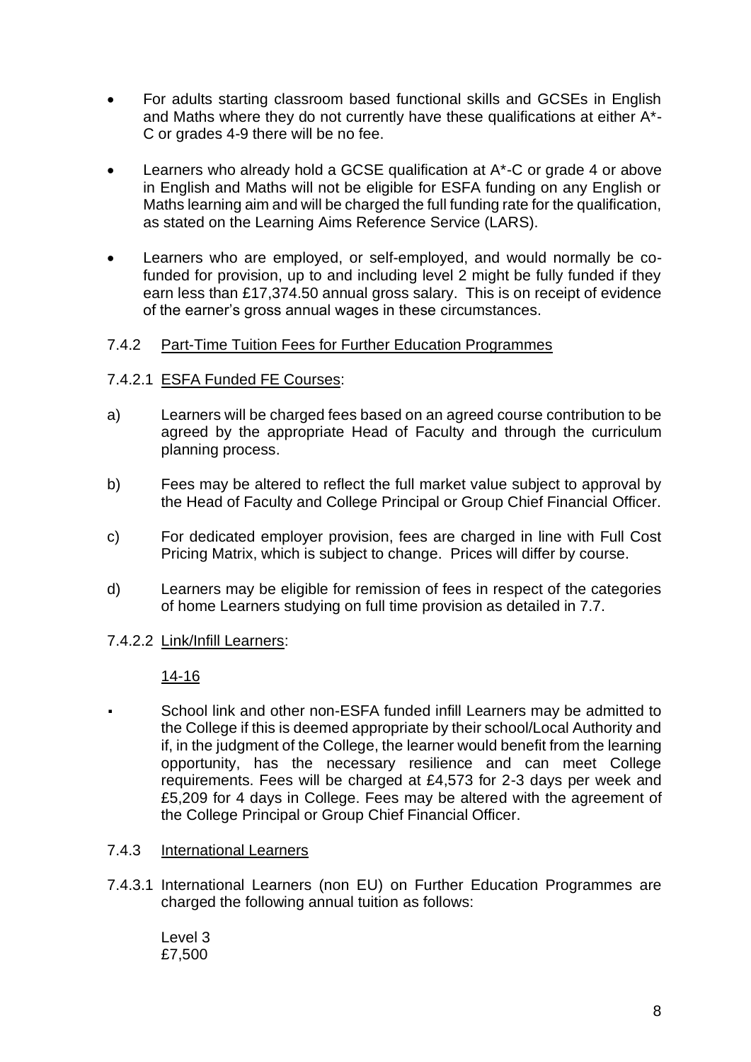- For adults starting classroom based functional skills and GCSEs in English and Maths where they do not currently have these qualifications at either A*-C or grades 4-9 there will be no fee.

- Learners who already hold a GCSE qualification at A*-C or grade 4 or above in English and Maths will not be eligible for ESFA funding on any English or Maths learning aim and will be charged the full funding rate for the qualification, as stated on the Learning Aims Reference Service (LARS).

- Learners who are employed, or self-employed, and would normally be co-funded for provision, up to and including level 2 might be fully funded if they earn less than £17,374.50 annual gross salary. This is on receipt of evidence of the earner's gross annual wages in these circumstances.

7.4.2 <u>Part-Time Tuition Fees for Further Education Programmes</u>

7.4.2.1 <u>ESFA Funded FE Courses</u>:

a) Learners will be charged fees based on an agreed course contribution to be agreed by the appropriate Head of Faculty and through the curriculum planning process.

b) Fees may be altered to reflect the full market value subject to approval by the Head of Faculty and College Principal or Group Chief Financial Officer.

c) For dedicated employer provision, fees are charged in line with Full Cost Pricing Matrix, which is subject to change. Prices will differ by course.

d) Learners may be eligible for remission of fees in respect of the categories of home Learners studying on full time provision as detailed in 7.7.

7.4.2.2 <u>Link/Infill Learners</u>:

<u>14-16</u>

- School link and other non-ESFA funded infill Learners may be admitted to the College if this is deemed appropriate by their school/Local Authority and if, in the judgment of the College, the learner would benefit from the learning opportunity, has the necessary resilience and can meet College requirements. Fees will be charged at £4,573 for 2-3 days per week and £5,209 for 4 days in College. Fees may be altered with the agreement of the College Principal or Group Chief Financial Officer.

7.4.3 <u>International Learners</u>

7.4.3.1 International Learners (non EU) on Further Education Programmes are charged the following annual tuition as follows:

Level 3
£7,500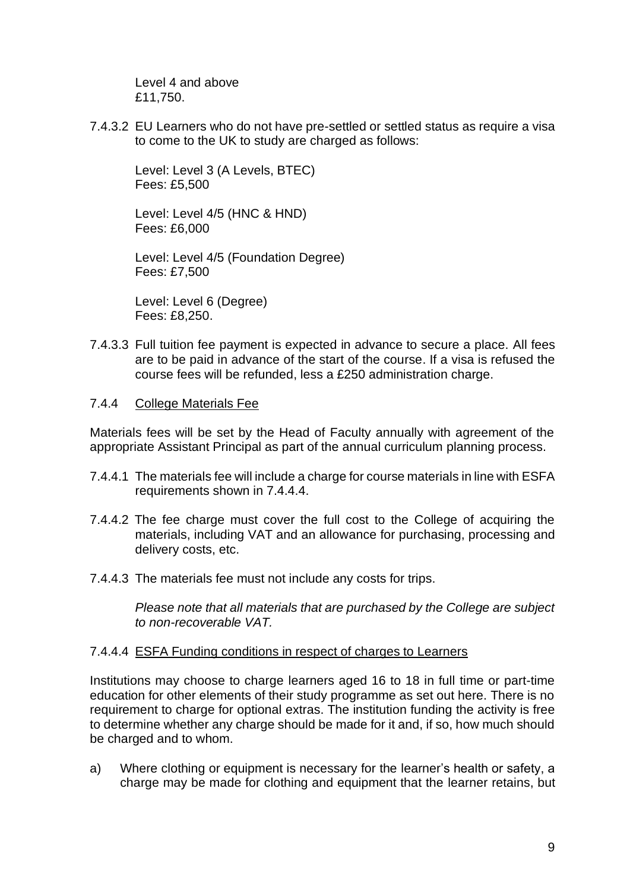Level 4 and above
£11,750.

7.4.3.2 EU Learners who do not have pre-settled or settled status as require a visa to come to the UK to study are charged as follows:

Level: Level 3 (A Levels, BTEC)
Fees: £5,500

Level: Level 4/5 (HNC & HND)
Fees: £6,000

Level: Level 4/5 (Foundation Degree)
Fees: £7,500

Level: Level 6 (Degree)
Fees: £8,250.

7.4.3.3 Full tuition fee payment is expected in advance to secure a place. All fees are to be paid in advance of the start of the course. If a visa is refused the course fees will be refunded, less a £250 administration charge.

7.4.4 College Materials Fee

Materials fees will be set by the Head of Faculty annually with agreement of the appropriate Assistant Principal as part of the annual curriculum planning process.

7.4.4.1 The materials fee will include a charge for course materials in line with ESFA requirements shown in 7.4.4.4.

7.4.4.2 The fee charge must cover the full cost to the College of acquiring the materials, including VAT and an allowance for purchasing, processing and delivery costs, etc.

7.4.4.3 The materials fee must not include any costs for trips.

*Please note that all materials that are purchased by the College are subject to non-recoverable VAT.*

7.4.4.4 ESFA Funding conditions in respect of charges to Learners

Institutions may choose to charge learners aged 16 to 18 in full time or part-time education for other elements of their study programme as set out here. There is no requirement to charge for optional extras. The institution funding the activity is free to determine whether any charge should be made for it and, if so, how much should be charged and to whom.

a) Where clothing or equipment is necessary for the learner's health or safety, a charge may be made for clothing and equipment that the learner retains, but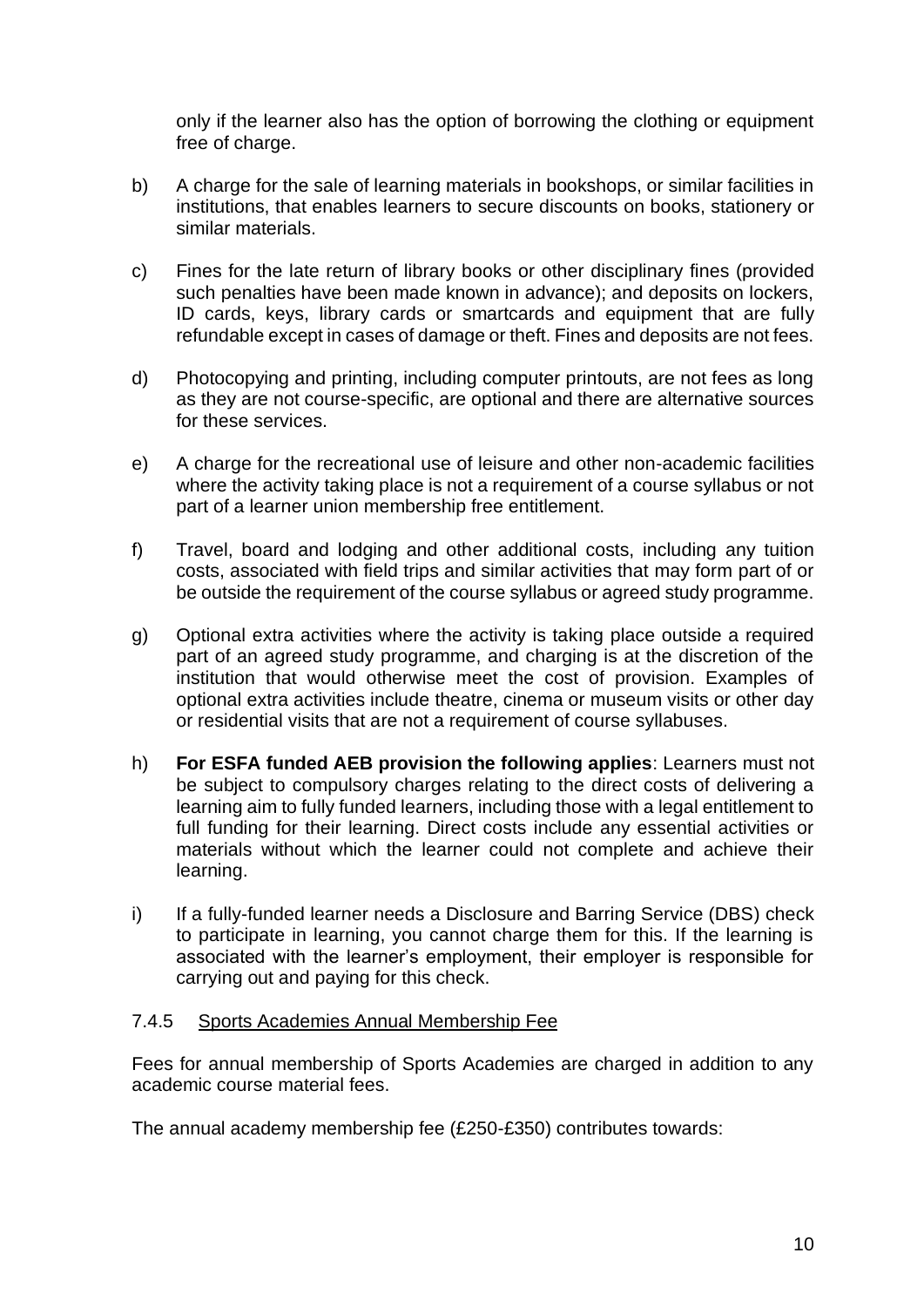only if the learner also has the option of borrowing the clothing or equipment free of charge.

b) A charge for the sale of learning materials in bookshops, or similar facilities in institutions, that enables learners to secure discounts on books, stationery or similar materials.

c) Fines for the late return of library books or other disciplinary fines (provided such penalties have been made known in advance); and deposits on lockers, ID cards, keys, library cards or smartcards and equipment that are fully refundable except in cases of damage or theft. Fines and deposits are not fees.

d) Photocopying and printing, including computer printouts, are not fees as long as they are not course-specific, are optional and there are alternative sources for these services.

e) A charge for the recreational use of leisure and other non-academic facilities where the activity taking place is not a requirement of a course syllabus or not part of a learner union membership free entitlement.

f) Travel, board and lodging and other additional costs, including any tuition costs, associated with field trips and similar activities that may form part of or be outside the requirement of the course syllabus or agreed study programme.

g) Optional extra activities where the activity is taking place outside a required part of an agreed study programme, and charging is at the discretion of the institution that would otherwise meet the cost of provision. Examples of optional extra activities include theatre, cinema or museum visits or other day or residential visits that are not a requirement of course syllabuses.

h) **For ESFA funded AEB provision the following applies**: Learners must not be subject to compulsory charges relating to the direct costs of delivering a learning aim to fully funded learners, including those with a legal entitlement to full funding for their learning. Direct costs include any essential activities or materials without which the learner could not complete and achieve their learning.

i) If a fully-funded learner needs a Disclosure and Barring Service (DBS) check to participate in learning, you cannot charge them for this. If the learning is associated with the learner's employment, their employer is responsible for carrying out and paying for this check.

### 7.4.5 Sports Academies Annual Membership Fee

Fees for annual membership of Sports Academies are charged in addition to any academic course material fees.

The annual academy membership fee (£250-£350) contributes towards: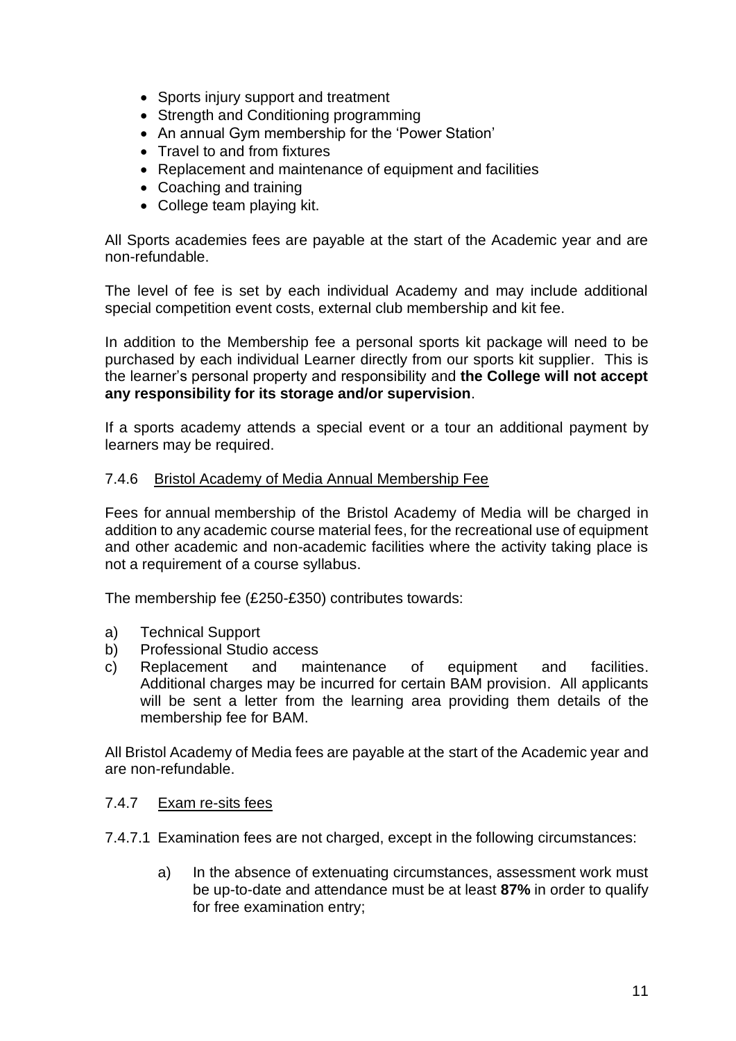- Sports injury support and treatment
- Strength and Conditioning programming
- An annual Gym membership for the 'Power Station'
- Travel to and from fixtures
- Replacement and maintenance of equipment and facilities
- Coaching and training
- College team playing kit.

All Sports academies fees are payable at the start of the Academic year and are non-refundable.

The level of fee is set by each individual Academy and may include additional special competition event costs, external club membership and kit fee.

In addition to the Membership fee a personal sports kit package will need to be purchased by each individual Learner directly from our sports kit supplier. This is the learner's personal property and responsibility and **the College will not accept any responsibility for its storage and/or supervision**.

If a sports academy attends a special event or a tour an additional payment by learners may be required.

#### 7.4.6 Bristol Academy of Media Annual Membership Fee

Fees for annual membership of the Bristol Academy of Media will be charged in addition to any academic course material fees, for the recreational use of equipment and other academic and non-academic facilities where the activity taking place is not a requirement of a course syllabus.

The membership fee (£250-£350) contributes towards:

a) Technical Support
b) Professional Studio access
c) Replacement and maintenance of equipment and facilities. Additional charges may be incurred for certain BAM provision. All applicants will be sent a letter from the learning area providing them details of the membership fee for BAM.

All Bristol Academy of Media fees are payable at the start of the Academic year and are non-refundable.

#### 7.4.7 Exam re-sits fees

7.4.7.1 Examination fees are not charged, except in the following circumstances:

a) In the absence of extenuating circumstances, assessment work must be up-to-date and attendance must be at least **87%** in order to qualify for free examination entry;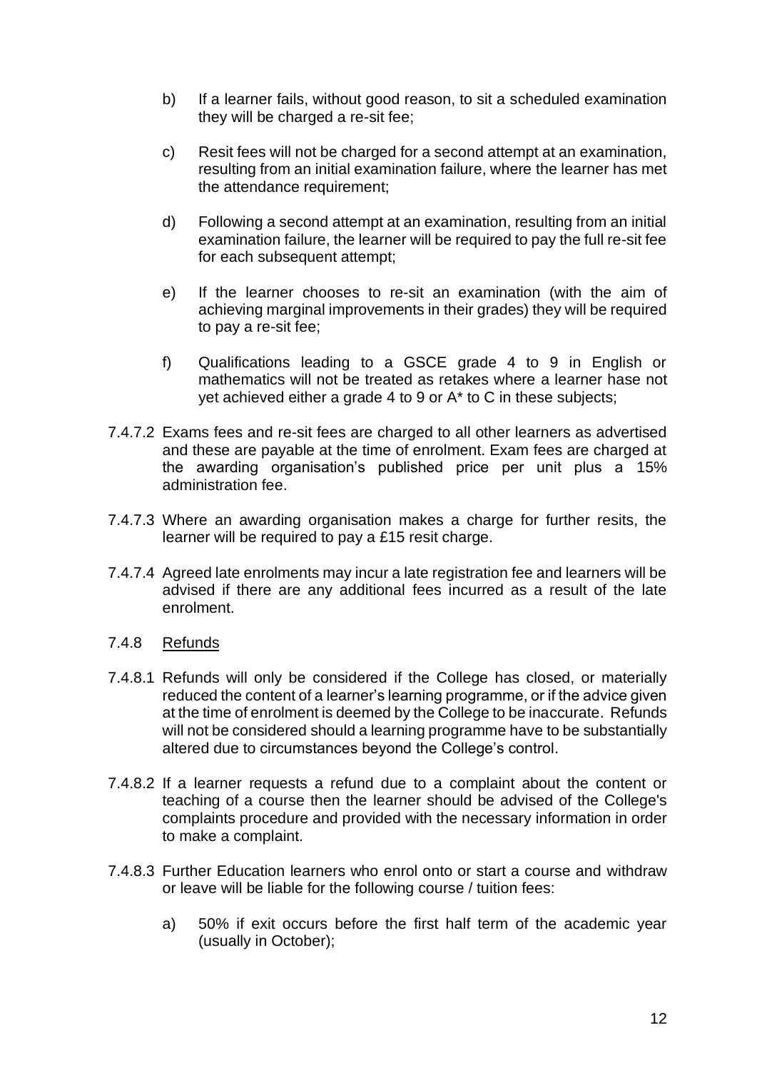b) If a learner fails, without good reason, to sit a scheduled examination they will be charged a re-sit fee;

c) Resit fees will not be charged for a second attempt at an examination, resulting from an initial examination failure, where the learner has met the attendance requirement;

d) Following a second attempt at an examination, resulting from an initial examination failure, the learner will be required to pay the full re-sit fee for each subsequent attempt;

e) If the learner chooses to re-sit an examination (with the aim of achieving marginal improvements in their grades) they will be required to pay a re-sit fee;

f) Qualifications leading to a GSCE grade 4 to 9 in English or mathematics will not be treated as retakes where a learner hase not yet achieved either a grade 4 to 9 or A* to C in these subjects;

7.4.7.2 Exams fees and re-sit fees are charged to all other learners as advertised and these are payable at the time of enrolment. Exam fees are charged at the awarding organisation's published price per unit plus a 15% administration fee.

7.4.7.3 Where an awarding organisation makes a charge for further resits, the learner will be required to pay a £15 resit charge.

7.4.7.4 Agreed late enrolments may incur a late registration fee and learners will be advised if there are any additional fees incurred as a result of the late enrolment.

7.4.8 Refunds

7.4.8.1 Refunds will only be considered if the College has closed, or materially reduced the content of a learner's learning programme, or if the advice given at the time of enrolment is deemed by the College to be inaccurate. Refunds will not be considered should a learning programme have to be substantially altered due to circumstances beyond the College's control.

7.4.8.2 If a learner requests a refund due to a complaint about the content or teaching of a course then the learner should be advised of the College's complaints procedure and provided with the necessary information in order to make a complaint.

7.4.8.3 Further Education learners who enrol onto or start a course and withdraw or leave will be liable for the following course / tuition fees:

a) 50% if exit occurs before the first half term of the academic year (usually in October);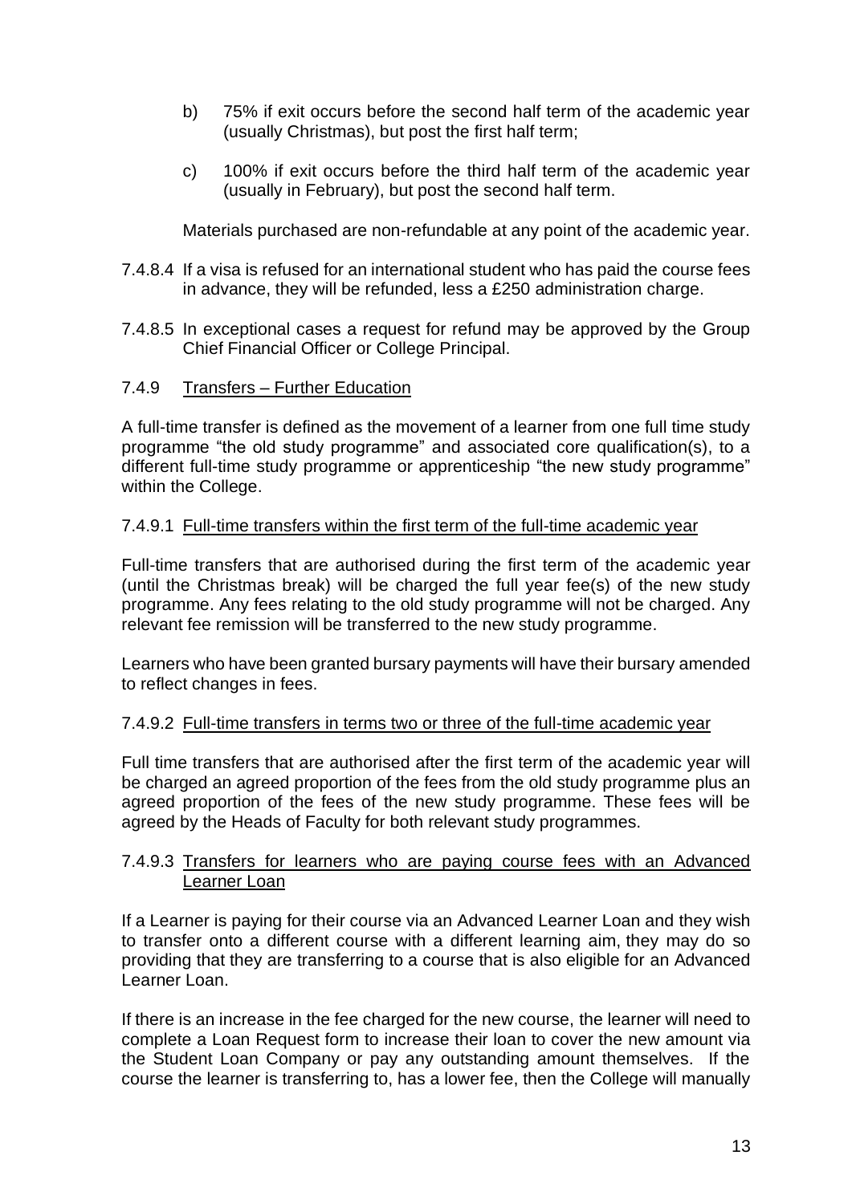b) 75% if exit occurs before the second half term of the academic year (usually Christmas), but post the first half term;

c) 100% if exit occurs before the third half term of the academic year (usually in February), but post the second half term.

Materials purchased are non-refundable at any point of the academic year.

7.4.8.4 If a visa is refused for an international student who has paid the course fees in advance, they will be refunded, less a £250 administration charge.

7.4.8.5 In exceptional cases a request for refund may be approved by the Group Chief Financial Officer or College Principal.

#### 7.4.9 Transfers – Further Education

A full-time transfer is defined as the movement of a learner from one full time study programme "the old study programme" and associated core qualification(s), to a different full-time study programme or apprenticeship "the new study programme" within the College.

##### 7.4.9.1 Full-time transfers within the first term of the full-time academic year

Full-time transfers that are authorised during the first term of the academic year (until the Christmas break) will be charged the full year fee(s) of the new study programme. Any fees relating to the old study programme will not be charged. Any relevant fee remission will be transferred to the new study programme.

Learners who have been granted bursary payments will have their bursary amended to reflect changes in fees.

##### 7.4.9.2 Full-time transfers in terms two or three of the full-time academic year

Full time transfers that are authorised after the first term of the academic year will be charged an agreed proportion of the fees from the old study programme plus an agreed proportion of the fees of the new study programme. These fees will be agreed by the Heads of Faculty for both relevant study programmes.

##### 7.4.9.3 Transfers for learners who are paying course fees with an Advanced Learner Loan

If a Learner is paying for their course via an Advanced Learner Loan and they wish to transfer onto a different course with a different learning aim, they may do so providing that they are transferring to a course that is also eligible for an Advanced Learner Loan.

If there is an increase in the fee charged for the new course, the learner will need to complete a Loan Request form to increase their loan to cover the new amount via the Student Loan Company or pay any outstanding amount themselves. If the course the learner is transferring to, has a lower fee, then the College will manually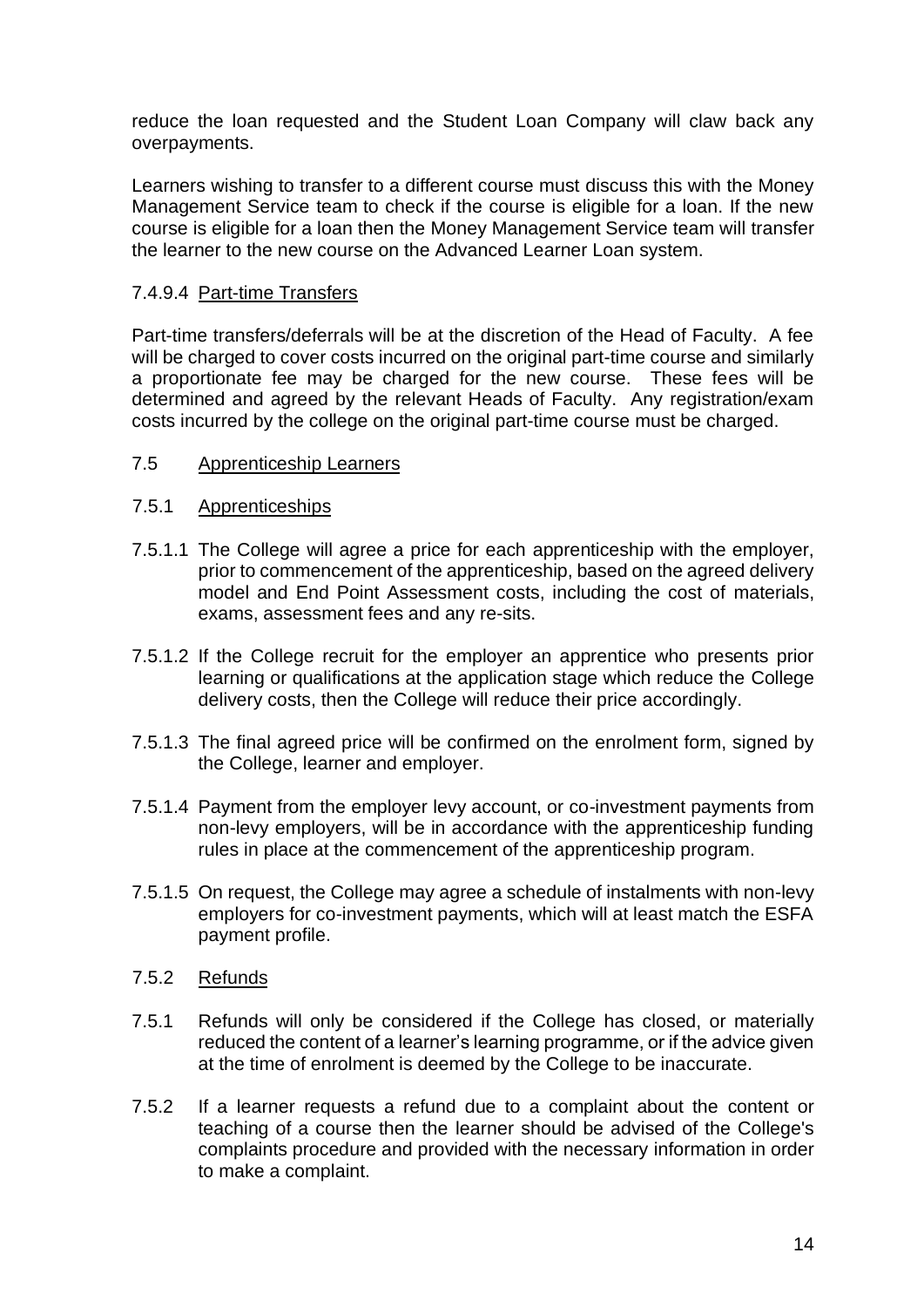reduce the loan requested and the Student Loan Company will claw back any overpayments.

Learners wishing to transfer to a different course must discuss this with the Money Management Service team to check if the course is eligible for a loan. If the new course is eligible for a loan then the Money Management Service team will transfer the learner to the new course on the Advanced Learner Loan system.

#### 7.4.9.4 Part-time Transfers

Part-time transfers/deferrals will be at the discretion of the Head of Faculty. A fee will be charged to cover costs incurred on the original part-time course and similarly a proportionate fee may be charged for the new course. These fees will be determined and agreed by the relevant Heads of Faculty. Any registration/exam costs incurred by the college on the original part-time course must be charged.

## 7.5 Apprenticeship Learners

### 7.5.1 Apprenticeships

7.5.1.1 The College will agree a price for each apprenticeship with the employer, prior to commencement of the apprenticeship, based on the agreed delivery model and End Point Assessment costs, including the cost of materials, exams, assessment fees and any re-sits.

7.5.1.2 If the College recruit for the employer an apprentice who presents prior learning or qualifications at the application stage which reduce the College delivery costs, then the College will reduce their price accordingly.

7.5.1.3 The final agreed price will be confirmed on the enrolment form, signed by the College, learner and employer.

7.5.1.4 Payment from the employer levy account, or co-investment payments from non-levy employers, will be in accordance with the apprenticeship funding rules in place at the commencement of the apprenticeship program.

7.5.1.5 On request, the College may agree a schedule of instalments with non-levy employers for co-investment payments, which will at least match the ESFA payment profile.

### 7.5.2 Refunds

7.5.1 Refunds will only be considered if the College has closed, or materially reduced the content of a learner's learning programme, or if the advice given at the time of enrolment is deemed by the College to be inaccurate.

7.5.2 If a learner requests a refund due to a complaint about the content or teaching of a course then the learner should be advised of the College's complaints procedure and provided with the necessary information in order to make a complaint.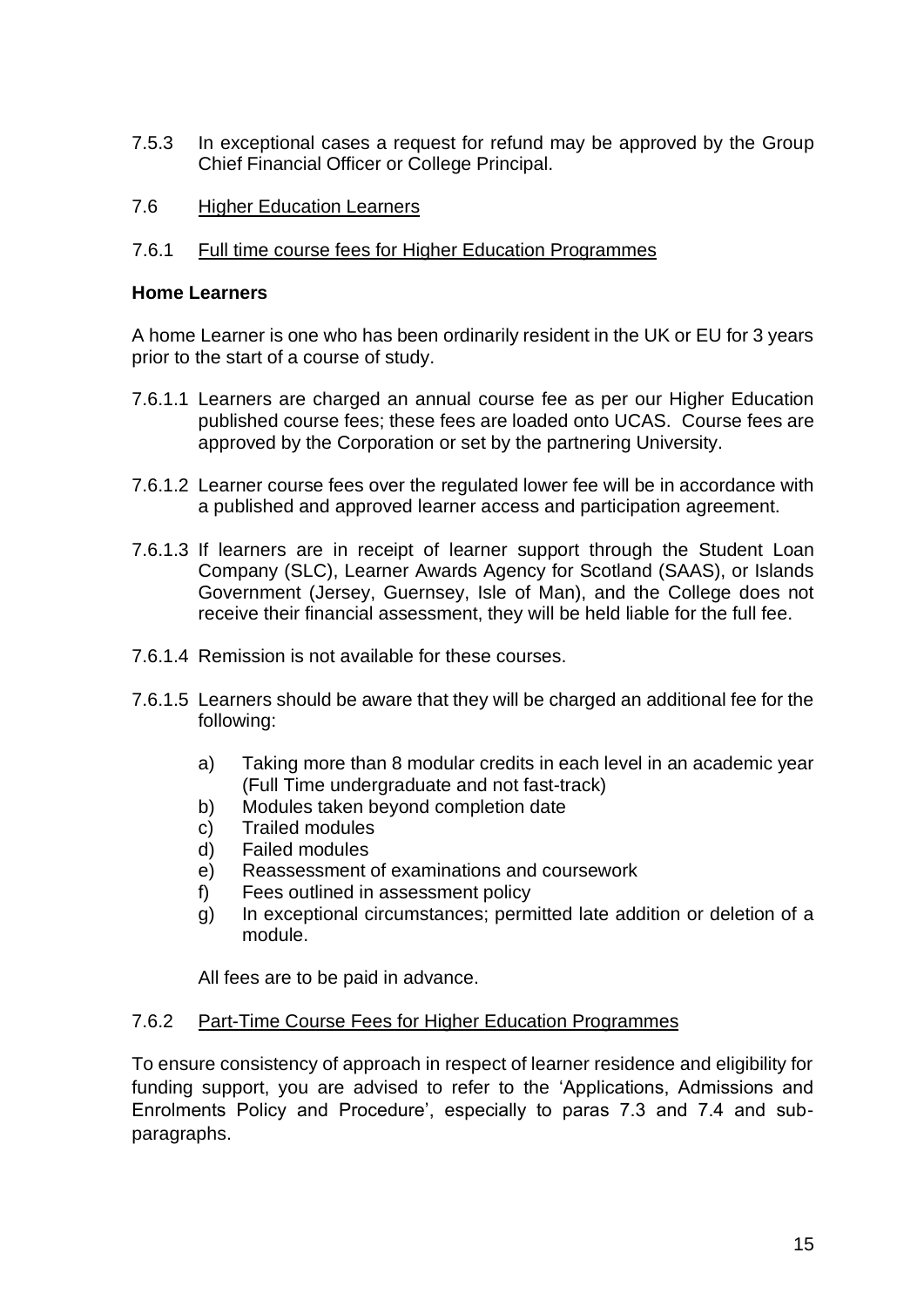7.5.3 In exceptional cases a request for refund may be approved by the Group Chief Financial Officer or College Principal.

## 7.6 Higher Education Learners

### 7.6.1 Full time course fees for Higher Education Programmes

**Home Learners**

A home Learner is one who has been ordinarily resident in the UK or EU for 3 years prior to the start of a course of study.

7.6.1.1 Learners are charged an annual course fee as per our Higher Education published course fees; these fees are loaded onto UCAS. Course fees are approved by the Corporation or set by the partnering University.

7.6.1.2 Learner course fees over the regulated lower fee will be in accordance with a published and approved learner access and participation agreement.

7.6.1.3 If learners are in receipt of learner support through the Student Loan Company (SLC), Learner Awards Agency for Scotland (SAAS), or Islands Government (Jersey, Guernsey, Isle of Man), and the College does not receive their financial assessment, they will be held liable for the full fee.

7.6.1.4 Remission is not available for these courses.

7.6.1.5 Learners should be aware that they will be charged an additional fee for the following:

a) Taking more than 8 modular credits in each level in an academic year (Full Time undergraduate and not fast-track)
b) Modules taken beyond completion date
c) Trailed modules
d) Failed modules
e) Reassessment of examinations and coursework
f) Fees outlined in assessment policy
g) In exceptional circumstances; permitted late addition or deletion of a module.

All fees are to be paid in advance.

### 7.6.2 Part-Time Course Fees for Higher Education Programmes

To ensure consistency of approach in respect of learner residence and eligibility for funding support, you are advised to refer to the 'Applications, Admissions and Enrolments Policy and Procedure', especially to paras 7.3 and 7.4 and sub-paragraphs.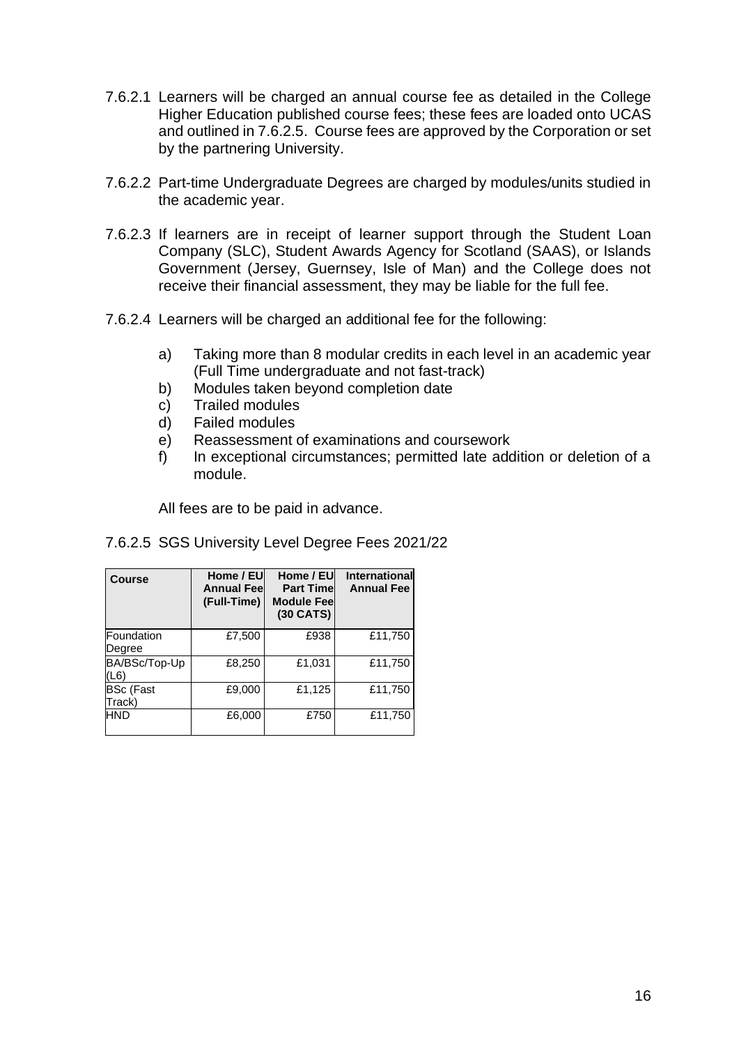7.6.2.1 Learners will be charged an annual course fee as detailed in the College Higher Education published course fees; these fees are loaded onto UCAS and outlined in 7.6.2.5. Course fees are approved by the Corporation or set by the partnering University.

7.6.2.2 Part-time Undergraduate Degrees are charged by modules/units studied in the academic year.

7.6.2.3 If learners are in receipt of learner support through the Student Loan Company (SLC), Student Awards Agency for Scotland (SAAS), or Islands Government (Jersey, Guernsey, Isle of Man) and the College does not receive their financial assessment, they may be liable for the full fee.

7.6.2.4 Learners will be charged an additional fee for the following:

a) Taking more than 8 modular credits in each level in an academic year (Full Time undergraduate and not fast-track)
b) Modules taken beyond completion date
c) Trailed modules
d) Failed modules
e) Reassessment of examinations and coursework
f) In exceptional circumstances; permitted late addition or deletion of a module.

All fees are to be paid in advance.

7.6.2.5 SGS University Level Degree Fees 2021/22

| Course | Home / EU Annual Fee (Full-Time) | Home / EU Part Time Module Fee (30 CATS) | International Annual Fee |
|---|---|---|---|
| Foundation Degree | £7,500 | £938 | £11,750 |
| BA/BSc/Top-Up (L6) | £8,250 | £1,031 | £11,750 |
| BSc (Fast Track) | £9,000 | £1,125 | £11,750 |
| HND | £6,000 | £750 | £11,750 |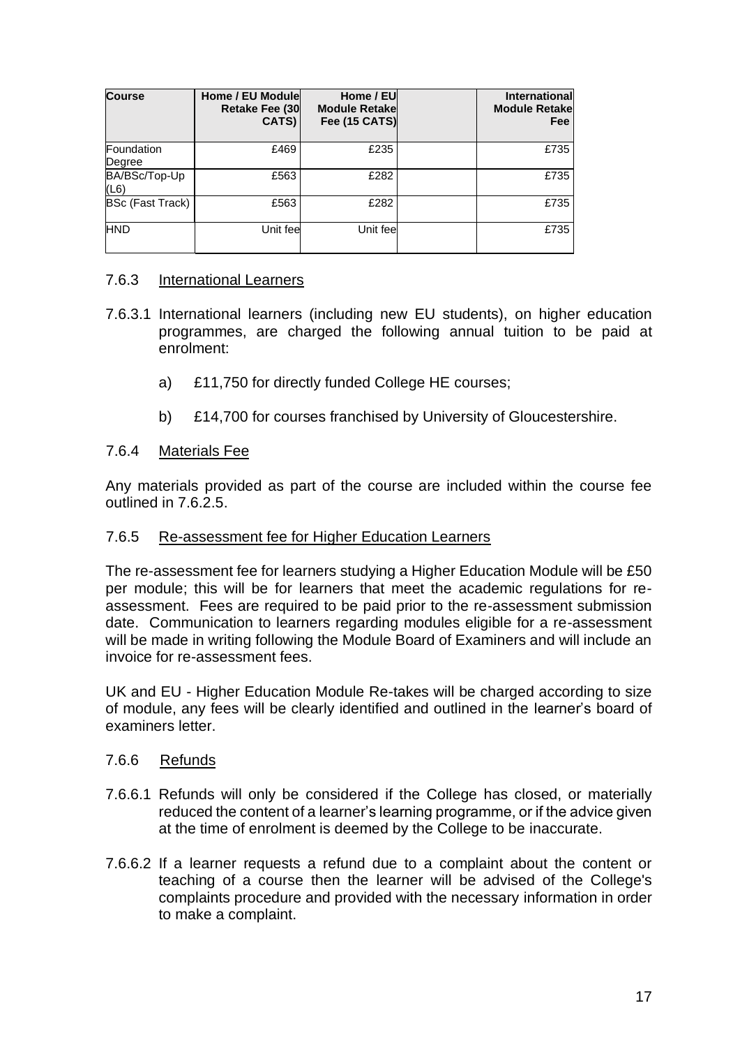| Course | Home / EU Module Retake Fee (30 CATS) | Home / EU Module Retake Fee (15 CATS) | | International Module Retake Fee |
|---|---|---|---|---|
| Foundation Degree | £469 | £235 | | £735 |
| BA/BSc/Top-Up (L6) | £563 | £282 | | £735 |
| BSc (Fast Track) | £563 | £282 | | £735 |
| HND | Unit fee | Unit fee | | £735 |

### 7.6.3 International Learners

7.6.3.1 International learners (including new EU students), on higher education programmes, are charged the following annual tuition to be paid at enrolment:

a) £11,750 for directly funded College HE courses;

b) £14,700 for courses franchised by University of Gloucestershire.

### 7.6.4 Materials Fee

Any materials provided as part of the course are included within the course fee outlined in 7.6.2.5.

### 7.6.5 Re-assessment fee for Higher Education Learners

The re-assessment fee for learners studying a Higher Education Module will be £50 per module; this will be for learners that meet the academic regulations for re-assessment. Fees are required to be paid prior to the re-assessment submission date. Communication to learners regarding modules eligible for a re-assessment will be made in writing following the Module Board of Examiners and will include an invoice for re-assessment fees.

UK and EU - Higher Education Module Re-takes will be charged according to size of module, any fees will be clearly identified and outlined in the learner's board of examiners letter.

### 7.6.6 Refunds

7.6.6.1 Refunds will only be considered if the College has closed, or materially reduced the content of a learner's learning programme, or if the advice given at the time of enrolment is deemed by the College to be inaccurate.

7.6.6.2 If a learner requests a refund due to a complaint about the content or teaching of a course then the learner will be advised of the College's complaints procedure and provided with the necessary information in order to make a complaint.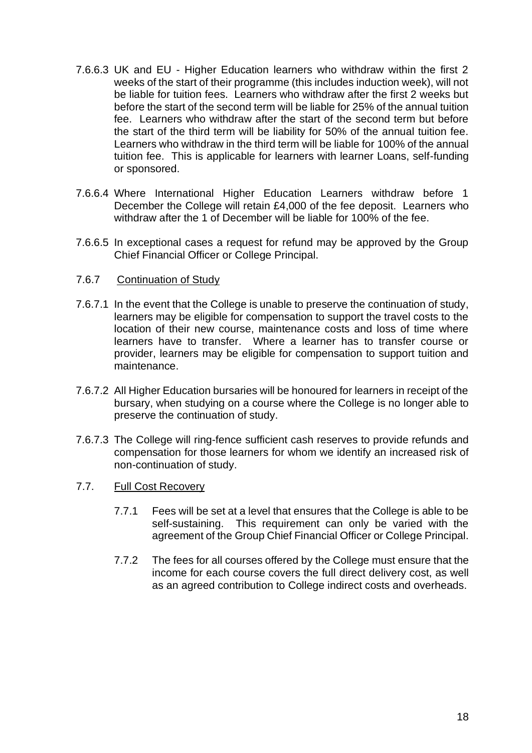7.6.6.3 UK and EU - Higher Education learners who withdraw within the first 2 weeks of the start of their programme (this includes induction week), will not be liable for tuition fees. Learners who withdraw after the first 2 weeks but before the start of the second term will be liable for 25% of the annual tuition fee. Learners who withdraw after the start of the second term but before the start of the third term will be liability for 50% of the annual tuition fee. Learners who withdraw in the third term will be liable for 100% of the annual tuition fee. This is applicable for learners with learner Loans, self-funding or sponsored.

7.6.6.4 Where International Higher Education Learners withdraw before 1 December the College will retain £4,000 of the fee deposit. Learners who withdraw after the 1 of December will be liable for 100% of the fee.

7.6.6.5 In exceptional cases a request for refund may be approved by the Group Chief Financial Officer or College Principal.

7.6.7 Continuation of Study

7.6.7.1 In the event that the College is unable to preserve the continuation of study, learners may be eligible for compensation to support the travel costs to the location of their new course, maintenance costs and loss of time where learners have to transfer. Where a learner has to transfer course or provider, learners may be eligible for compensation to support tuition and maintenance.

7.6.7.2 All Higher Education bursaries will be honoured for learners in receipt of the bursary, when studying on a course where the College is no longer able to preserve the continuation of study.

7.6.7.3 The College will ring-fence sufficient cash reserves to provide refunds and compensation for those learners for whom we identify an increased risk of non-continuation of study.

7.7. Full Cost Recovery

7.7.1 Fees will be set at a level that ensures that the College is able to be self-sustaining. This requirement can only be varied with the agreement of the Group Chief Financial Officer or College Principal.

7.7.2 The fees for all courses offered by the College must ensure that the income for each course covers the full direct delivery cost, as well as an agreed contribution to College indirect costs and overheads.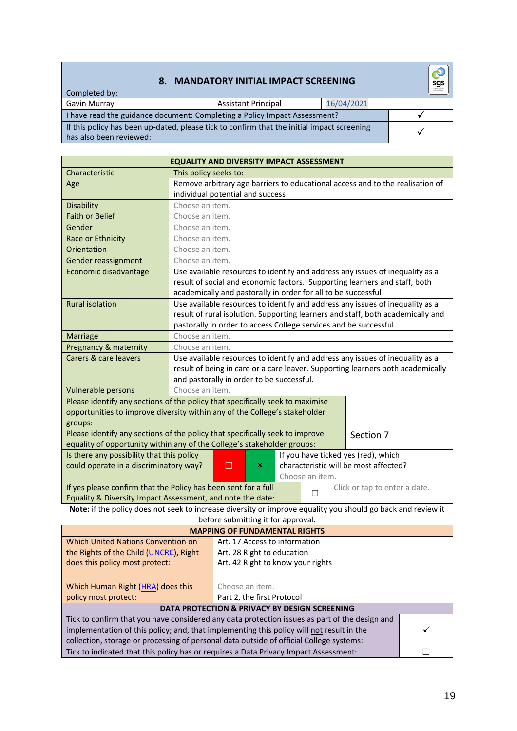## 8. MANDATORY INITIAL IMPACT SCREENING

| Completed by: | | | |
|---|---|---|---|
| Gavin Murray | Assistant Principal | 16/04/2021 | |
| I have read the guidance document: Completing a Policy Impact Assessment? | | | ✓ |
| If this policy has been up-dated, please tick to confirm that the initial impact screening has also been reviewed: | | | ✓ |

| EQUALITY AND DIVERSITY IMPACT ASSESSMENT | |
|---|---|
| Characteristic | This policy seeks to: |
| Age | Remove arbitrary age barriers to educational access and to the realisation of individual potential and success |
| Disability | Choose an item. |
| Faith or Belief | Choose an item. |
| Gender | Choose an item. |
| Race or Ethnicity | Choose an item. |
| Orientation | Choose an item. |
| Gender reassignment | Choose an item. |
| Economic disadvantage | Use available resources to identify and address any issues of inequality as a result of social and economic factors. Supporting learners and staff, both academically and pastorally in order for all to be successful |
| Rural isolation | Use available resources to identify and address any issues of inequality as a result of rural isolution. Supporting learners and staff, both academically and pastorally in order to access College services and be successful. |
| Marriage | Choose an item. |
| Pregnancy & maternity | Choose an item. |
| Carers & care leavers | Use available resources to identify and address any issues of inequality as a result of being in care or a care leaver. Supporting learners both academically and pastorally in order to be successful. |
| Vulnerable persons | Choose an item. |

| | | | |
|---|---|---|---|
| Please identify any sections of the policy that specifically seek to maximise opportunities to improve diversity within any of the College's stakeholder groups: | | | |
| Please identify any sections of the policy that specifically seek to improve equality of opportunity within any of the College's stakeholder groups: | | | Section 7 |
| Is there any possibility that this policy could operate in a discriminatory way? | ☐ | ☒ | If you have ticked yes (red), which characteristic will be most affected? Choose an item. |
| If yes please confirm that the Policy has been sent for a full Equality & Diversity Impact Assessment, and note the date: | | ☐ | Click or tap to enter a date. |

**Note:** if the policy does not seek to increase diversity or improve equality you should go back and review it before submitting it for approval.

| MAPPING OF FUNDAMENTAL RIGHTS | |
|---|---|
| Which United Nations Convention on the Rights of the Child (UNCRC), Right does this policy most protect: | Art. 17 Access to information<br>Art. 28 Right to education<br>Art. 42 Right to know your rights |
| Which Human Right (HRA) does this policy most protect: | Choose an item.<br>Part 2, the first Protocol |

| DATA PROTECTION & PRIVACY BY DESIGN SCREENING | |
|---|---|
| Tick to confirm that you have considered any data protection issues as part of the design and implementation of this policy; and, that implementing this policy will not result in the collection, storage or processing of personal data outside of official College systems: | ✓ |
| Tick to indicated that this policy has or requires a Data Privacy Impact Assessment: | ☐ |